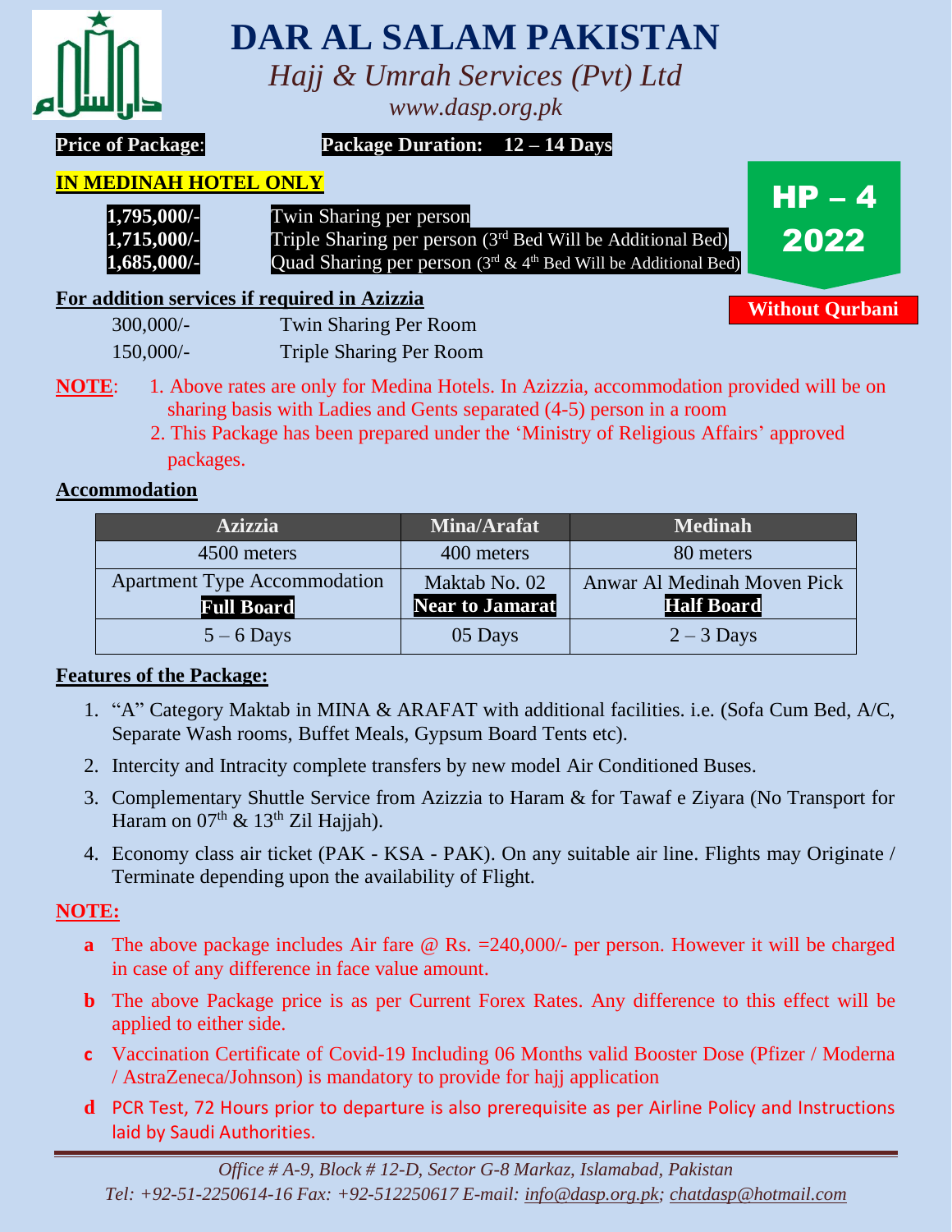# DAR AL SALAM PAKISTAN

*Hajj & Umrah Services (Pvt) Ltd*

*www.dasp.org.pk*

**Price of Package**: **Package Duration: 12 – 14 Days**

**HP – 4 2022**

**Without Qurbani**

## IN MEDINAH HOTEL ONLY

| | |
|---|---|
| **1,795,000/-** | Twin Sharing per person |
| **1,715,000/-** | Triple Sharing per person (3rd Bed Will be Additional Bed) |
| **1,685,000/-** | Quad Sharing per person (3rd & 4th Bed Will be Additional Bed) |

**For addition services if required in Azizzia**

| | |
|---|---|
| 300,000/- | Twin Sharing Per Room |
| 150,000/- | Triple Sharing Per Room |

**NOTE**:
1. Above rates are only for Medina Hotels. In Azizzia, accommodation provided will be on sharing basis with Ladies and Gents separated (4-5) person in a room
2. This Package has been prepared under the 'Ministry of Religious Affairs' approved packages.

## Accommodation

| Azizzia | Mina/Arafat | Medinah |
|---|---|---|
| 4500 meters | 400 meters | 80 meters |
| Apartment Type Accommodation **Full Board** | Maktab No. 02 **Near to Jamarat** | Anwar Al Medinah Moven Pick **Half Board** |
| 5 – 6 Days | 05 Days | 2 – 3 Days |

## Features of the Package:

1. "A" Category Maktab in MINA & ARAFAT with additional facilities. i.e. (Sofa Cum Bed, A/C, Separate Wash rooms, Buffet Meals, Gypsum Board Tents etc).
2. Intercity and Intracity complete transfers by new model Air Conditioned Buses.
3. Complementary Shuttle Service from Azizzia to Haram & for Tawaf e Ziyara (No Transport for Haram on 07th & 13th Zil Hajjah).
4. Economy class air ticket (PAK - KSA - PAK). On any suitable air line. Flights may Originate / Terminate depending upon the availability of Flight.

**NOTE:**

- **a** The above package includes Air fare @ Rs. =240,000/- per person. However it will be charged in case of any difference in face value amount.
- **b** The above Package price is as per Current Forex Rates. Any difference to this effect will be applied to either side.
- **c** Vaccination Certificate of Covid-19 Including 06 Months valid Booster Dose (Pfizer / Moderna / AstraZeneca/Johnson) is mandatory to provide for hajj application
- **d** PCR Test, 72 Hours prior to departure is also prerequisite as per Airline Policy and Instructions laid by Saudi Authorities.

*Office # A-9, Block # 12-D, Sector G-8 Markaz, Islamabad, Pakistan*

*Tel: +92-51-2250614-16 Fax: +92-512250617 E-mail: info@dasp.org.pk; chatdasp@hotmail.com*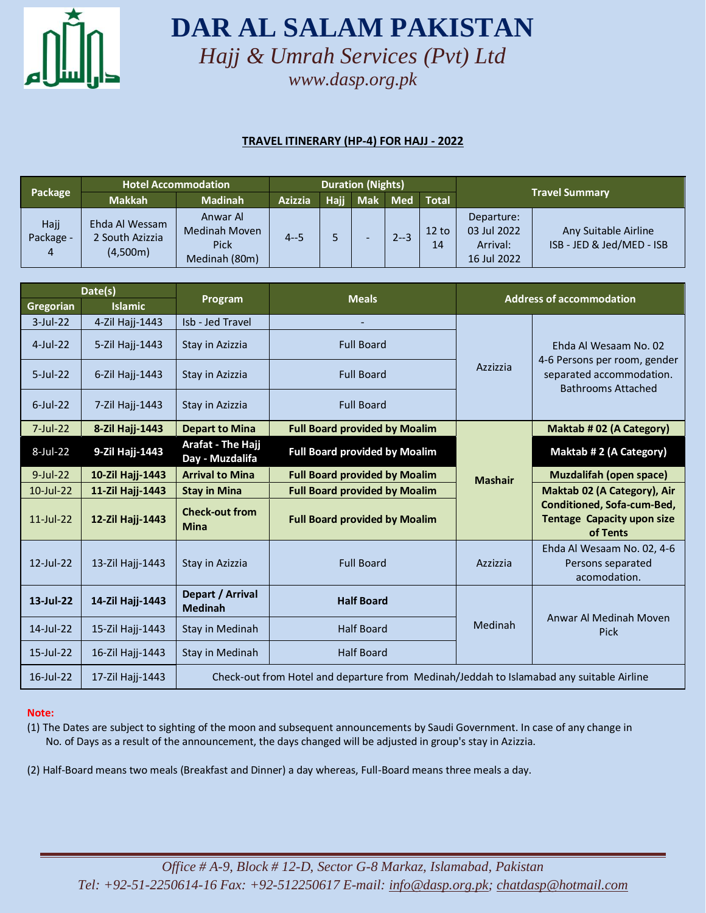# DAR AL SALAM PAKISTAN

*Hajj & Umrah Services (Pvt) Ltd*

*www.dasp.org.pk*

## TRAVEL ITINERARY (HP-4) FOR HAJJ - 2022

| Package | Hotel Accommodation | | Duration (Nights) | | | | | Travel Summary | |
|---|---|---|---|---|---|---|---|---|---|
| | Makkah | Madinah | Azizzia | Hajj | Mak | Med | Total | | |
| Hajj Package - 4 | Ehda Al Wessam 2 South Azizzia (4,500m) | Anwar Al Medinah Moven Pick Medinah (80m) | 4--5 | 5 | - | 2--3 | 12 to 14 | Departure: 03 Jul 2022 Arrival: 16 Jul 2022 | Any Suitable Airline ISB - JED & Jed/MED - ISB |

| Date(s) | | Program | Meals | Address of accommodation | |
|---|---|---|---|---|---|
| Gregorian | Islamic | | | | |
| 3-Jul-22 | 4-Zil Hajj-1443 | Isb - Jed Travel | - | Azzizzia | Ehda Al Wesaam No. 02 4-6 Persons per room, gender separated accommodation. Bathrooms Attached |
| 4-Jul-22 | 5-Zil Hajj-1443 | Stay in Azizzia | Full Board | | |
| 5-Jul-22 | 6-Zil Hajj-1443 | Stay in Azizzia | Full Board | | |
| 6-Jul-22 | 7-Zil Hajj-1443 | Stay in Azizzia | Full Board | | |
| 7-Jul-22 | **8-Zil Hajj-1443** | **Depart to Mina** | **Full Board provided by Moalim** | **Mashair** | **Maktab # 02 (A Category)** |
| 8-Jul-22 | **9-Zil Hajj-1443** | **Arafat - The Hajj Day - Muzdalifa** | **Full Board provided by Moalim** | | **Maktab # 2 (A Category)** |
| 9-Jul-22 | **10-Zil Hajj-1443** | **Arrival to Mina** | **Full Board provided by Moalim** | | **Muzdalifah (open space)** |
| 10-Jul-22 | **11-Zil Hajj-1443** | **Stay in Mina** | **Full Board provided by Moalim** | | **Maktab 02 (A Category), Air Conditioned, Sofa-cum-Bed, Tentage Capacity upon size of Tents** |
| 11-Jul-22 | **12-Zil Hajj-1443** | **Check-out from Mina** | **Full Board provided by Moalim** | | |
| 12-Jul-22 | 13-Zil Hajj-1443 | Stay in Azizzia | Full Board | Azzizzia | Ehda Al Wesaam No. 02, 4-6 Persons separated acomodation. |
| **13-Jul-22** | **14-Zil Hajj-1443** | **Depart / Arrival Medinah** | **Half Board** | Medinah | Anwar Al Medinah Moven Pick |
| 14-Jul-22 | 15-Zil Hajj-1443 | Stay in Medinah | Half Board | | |
| 15-Jul-22 | 16-Zil Hajj-1443 | Stay in Medinah | Half Board | | |
| 16-Jul-22 | 17-Zil Hajj-1443 | Check-out from Hotel and departure from Medinah/Jeddah to Islamabad any suitable Airline | | | |

**Note:**

(1) The Dates are subject to sighting of the moon and subsequent announcements by Saudi Government. In case of any change in No. of Days as a result of the announcement, the days changed will be adjusted in group's stay in Azizzia.

(2) Half-Board means two meals (Breakfast and Dinner) a day whereas, Full-Board means three meals a day.

*Office # A-9, Block # 12-D, Sector G-8 Markaz, Islamabad, Pakistan*

*Tel: +92-51-2250614-16 Fax: +92-512250617 E-mail: info@dasp.org.pk; chatdasp@hotmail.com*